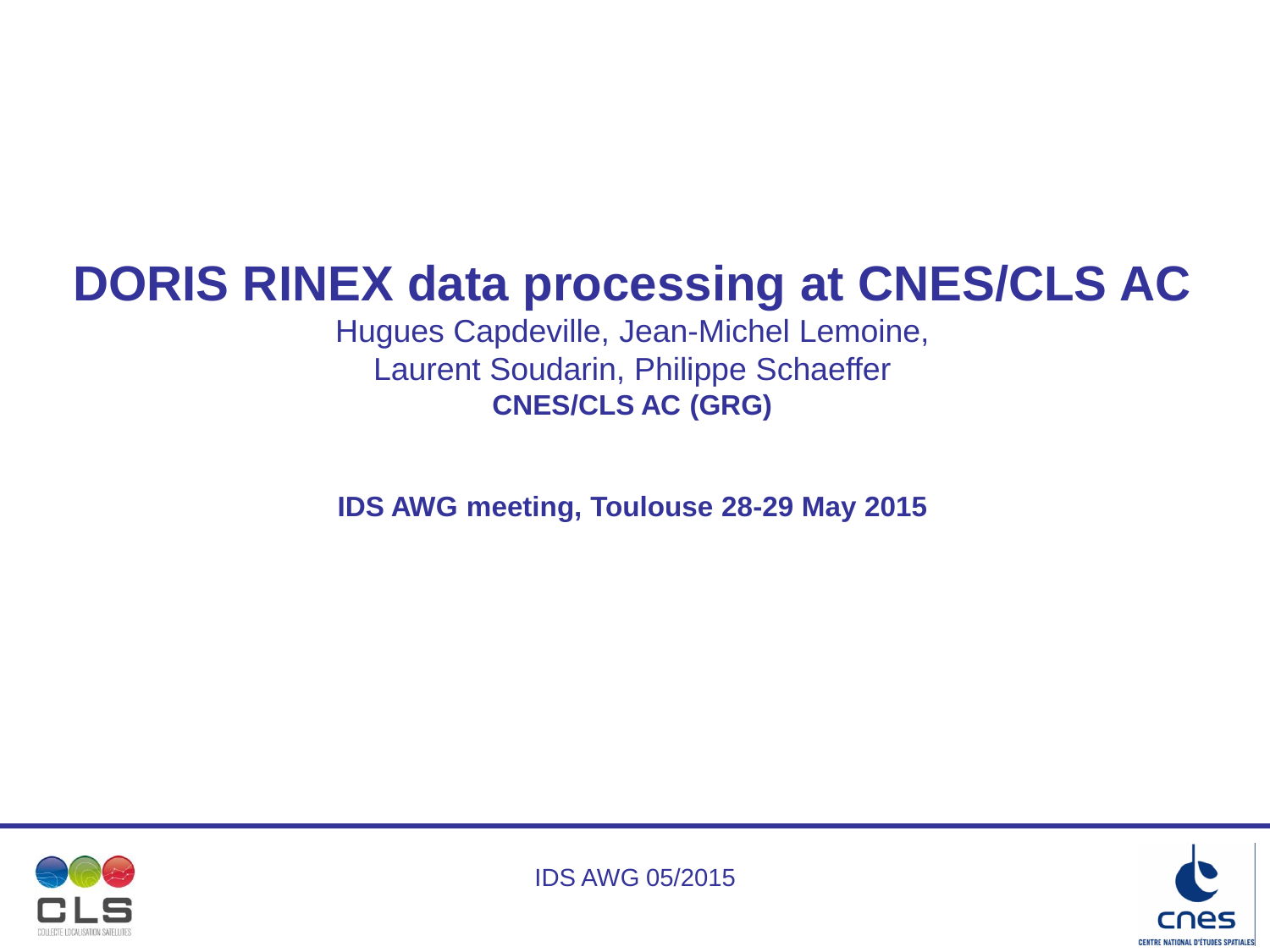# DORIS RINEX data processing at CNES/CLS AC

Hugues Capdeville, Jean-Michel Lemoine,
Laurent Soudarin, Philippe Schaeffer

**CNES/CLS AC (GRG)**

**IDS AWG meeting, Toulouse 28-29 May 2015**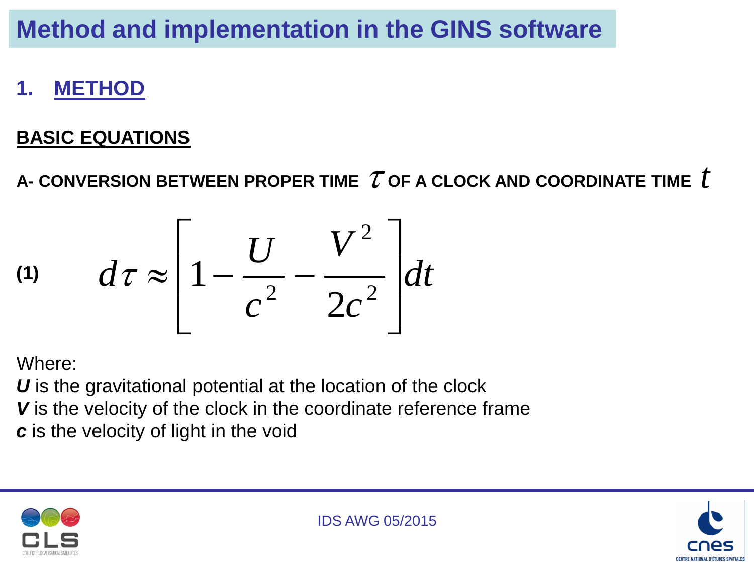# Method and implementation in the GINS software

## 1. METHOD

### BASIC EQUATIONS

**A- CONVERSION BETWEEN PROPER TIME $\tau$ OF A CLOCK AND COORDINATE TIME $t$**

**(1)**

$$d\tau \approx \left[1 - \frac{U}{c^2} - \frac{V^2}{2c^2}\right] dt$$

Where:

***U*** is the gravitational potential at the location of the clock

***V*** is the velocity of the clock in the coordinate reference frame

***c*** is the velocity of light in the void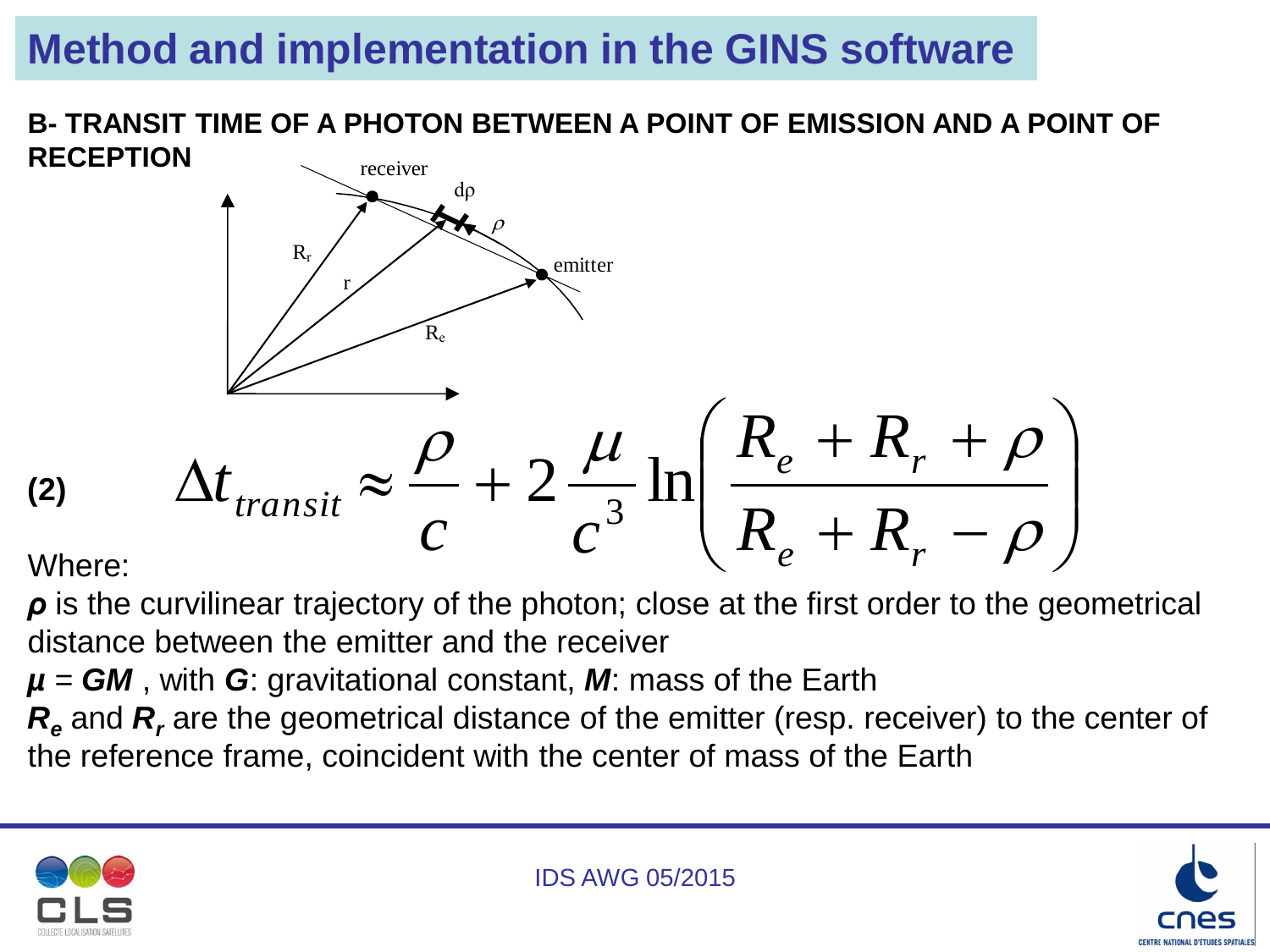# Method and implementation in the GINS software

**B- TRANSIT TIME OF A PHOTON BETWEEN A POINT OF EMISSION AND A POINT OF RECEPTION**

**(2)**

$$\Delta t_{transit} \approx \frac{\rho}{c} + 2\frac{\mu}{c^3}\ln\left(\frac{R_e + R_r + \rho}{R_e + R_r - \rho}\right)$$

Where:

***ρ*** is the curvilinear trajectory of the photon; close at the first order to the geometrical distance between the emitter and the receiver

***μ*** = ***GM*** , with ***G***: gravitational constant, ***M***: mass of the Earth

$R_e$ and $R_r$ are the geometrical distance of the emitter (resp. receiver) to the center of the reference frame, coincident with the center of mass of the Earth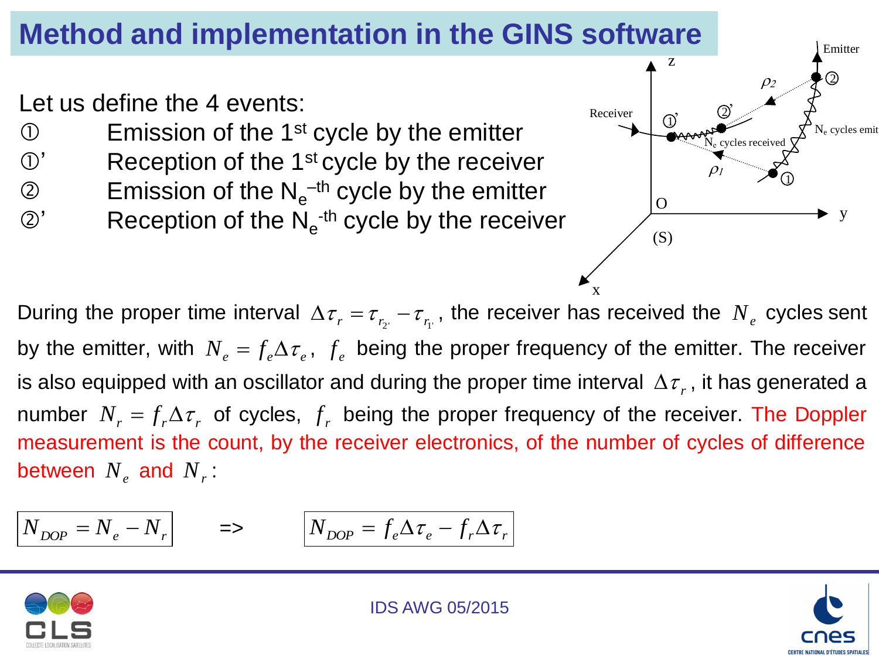# Method and implementation in the GINS software

Let us define the 4 events:

- ① Emission of the 1st cycle by the emitter
- ①' Reception of the 1st cycle by the receiver
- ② Emission of the $N_e$-th cycle by the emitter
- ②' Reception of the $N_e$-th cycle by the receiver

During the proper time interval $\Delta\tau_r = \tau_{r_{2'}} - \tau_{r_{1'}}$, the receiver has received the $N_e$ cycles sent by the emitter, with $N_e = f_e \Delta\tau_e$, $f_e$ being the proper frequency of the emitter. The receiver is also equipped with an oscillator and during the proper time interval $\Delta\tau_r$, it has generated a number $N_r = f_r \Delta\tau_r$ of cycles, $f_r$ being the proper frequency of the receiver. The Doppler measurement is the count, by the receiver electronics, of the number of cycles of difference between $N_e$ and $N_r$:

$$N_{DOP} = N_e - N_r \quad \Rightarrow \quad N_{DOP} = f_e \Delta\tau_e - f_r \Delta\tau_r$$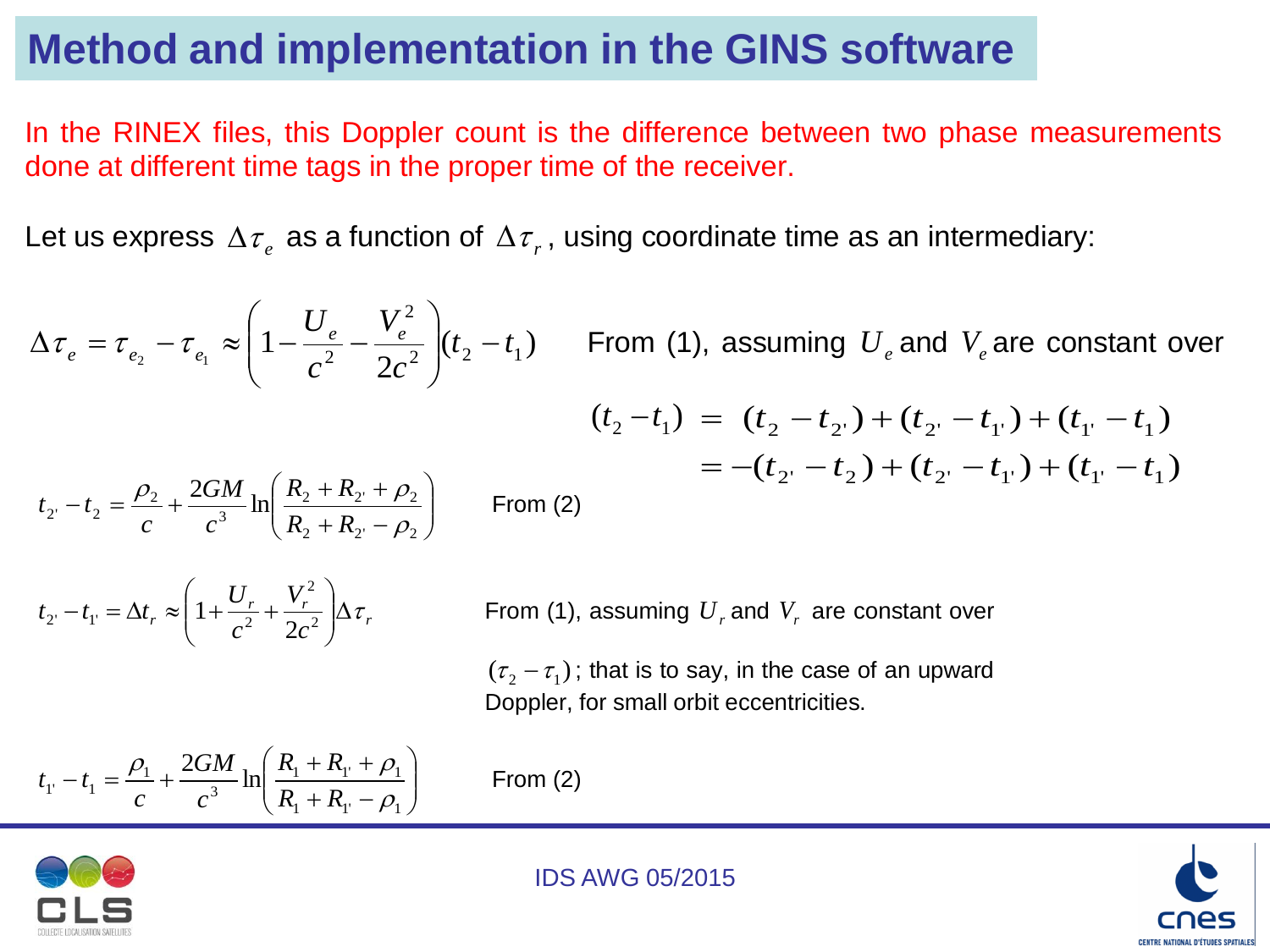# Method and implementation in the GINS software

In the RINEX files, this Doppler count is the difference between two phase measurements done at different time tags in the proper time of the receiver.

Let us express $\Delta\tau_e$ as a function of $\Delta\tau_r$, using coordinate time as an intermediary:

$$\Delta\tau_e = \tau_{e_2} - \tau_{e_1} \approx \left(1 - \frac{U_e}{c^2} - \frac{V_e^2}{2c^2}\right)(t_2 - t_1)$$

From (1), assuming $U_e$ and $V_e$ are constant over

$$\begin{aligned}(t_2 - t_1) &= (t_2 - t_{2'}) + (t_{2'} - t_{1'}) + (t_{1'} - t_1) \\ &= -(t_{2'} - t_2) + (t_{2'} - t_{1'}) + (t_{1'} - t_1)\end{aligned}$$

$$t_{2'} - t_2 = \frac{\rho_2}{c} + \frac{2GM}{c^3}\ln\left(\frac{R_2 + R_{2'} + \rho_2}{R_2 + R_{2'} - \rho_2}\right)$$

From (2)

$$t_{2'} - t_{1'} = \Delta t_r \approx \left(1 + \frac{U_r}{c^2} + \frac{V_r^2}{2c^2}\right)\Delta\tau_r$$

From (1), assuming $U_r$ and $V_r$ are constant over $(\tau_2 - \tau_1)$; that is to say, in the case of an upward Doppler, for small orbit eccentricities.

$$t_{1'} - t_1 = \frac{\rho_1}{c} + \frac{2GM}{c^3}\ln\left(\frac{R_1 + R_{1'} + \rho_1}{R_1 + R_{1'} - \rho_1}\right)$$

From (2)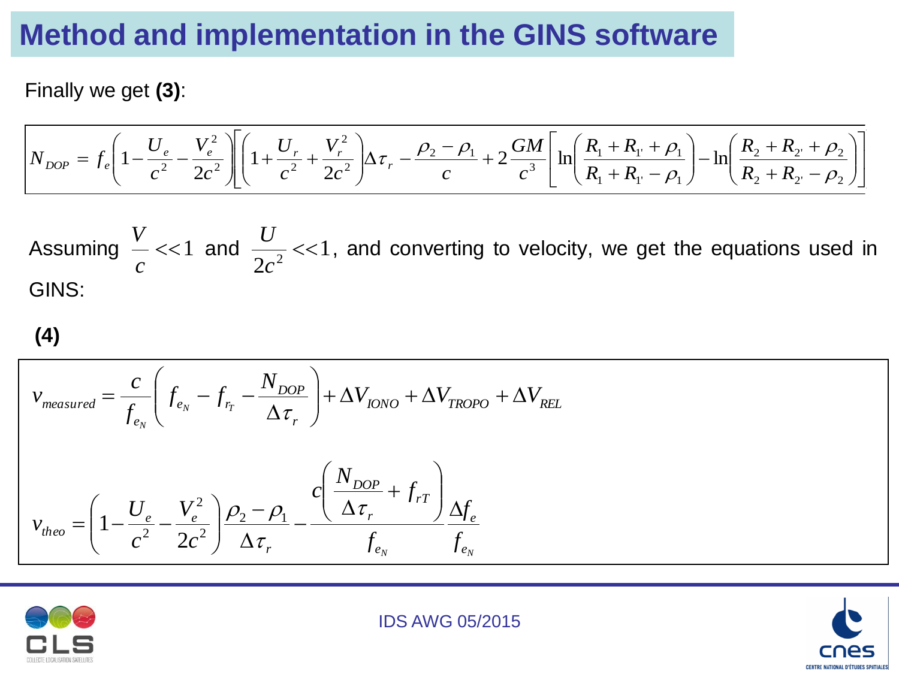# Method and implementation in the GINS software

Finally we get **(3)**:

$$N_{DOP} = f_e\left(1 - \frac{U_e}{c^2} - \frac{V_e^2}{2c^2}\right)\left[\left(1 + \frac{U_r}{c^2} + \frac{V_r^2}{2c^2}\right)\Delta\tau_r - \frac{\rho_2 - \rho_1}{c} + 2\frac{GM}{c^3}\left[\ln\left(\frac{R_1 + R_{1'} + \rho_1}{R_1 + R_{1'} - \rho_1}\right) - \ln\left(\frac{R_2 + R_{2'} + \rho_2}{R_2 + R_{2'} - \rho_2}\right)\right]\right]$$

Assuming $\frac{V}{c} << 1$ and $\frac{U}{2c^2} << 1$, and converting to velocity, we get the equations used in GINS:

**(4)**

$$v_{measured} = \frac{c}{f_{e_N}}\left(f_{e_N} - f_{r_T} - \frac{N_{DOP}}{\Delta\tau_r}\right) + \Delta V_{IONO} + \Delta V_{TROPO} + \Delta V_{REL}$$

$$v_{theo} = \left(1 - \frac{U_e}{c^2} - \frac{V_e^2}{2c^2}\right)\frac{\rho_2 - \rho_1}{\Delta\tau_r} - \frac{c\left(\frac{N_{DOP}}{\Delta\tau_r} + f_{rT}\right)}{f_{e_N}}\frac{\Delta f_e}{f_{e_N}}$$

IDS AWG 05/2015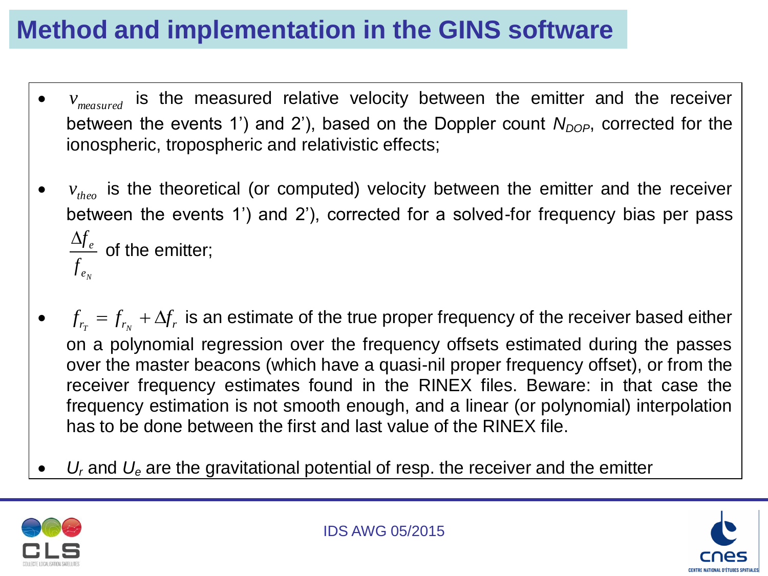# Method and implementation in the GINS software

- $v_{measured}$ is the measured relative velocity between the emitter and the receiver between the events 1') and 2'), based on the Doppler count $N_{DOP}$, corrected for the ionospheric, tropospheric and relativistic effects;

- $v_{theo}$ is the theoretical (or computed) velocity between the emitter and the receiver between the events 1') and 2'), corrected for a solved-for frequency bias per pass $\frac{\Delta f_e}{f_{e_N}}$ of the emitter;

- $f_{r_T} = f_{r_N} + \Delta f_r$ is an estimate of the true proper frequency of the receiver based either on a polynomial regression over the frequency offsets estimated during the passes over the master beacons (which have a quasi-nil proper frequency offset), or from the receiver frequency estimates found in the RINEX files. Beware: in that case the frequency estimation is not smooth enough, and a linear (or polynomial) interpolation has to be done between the first and last value of the RINEX file.

- $U_r$ and $U_e$ are the gravitational potential of resp. the receiver and the emitter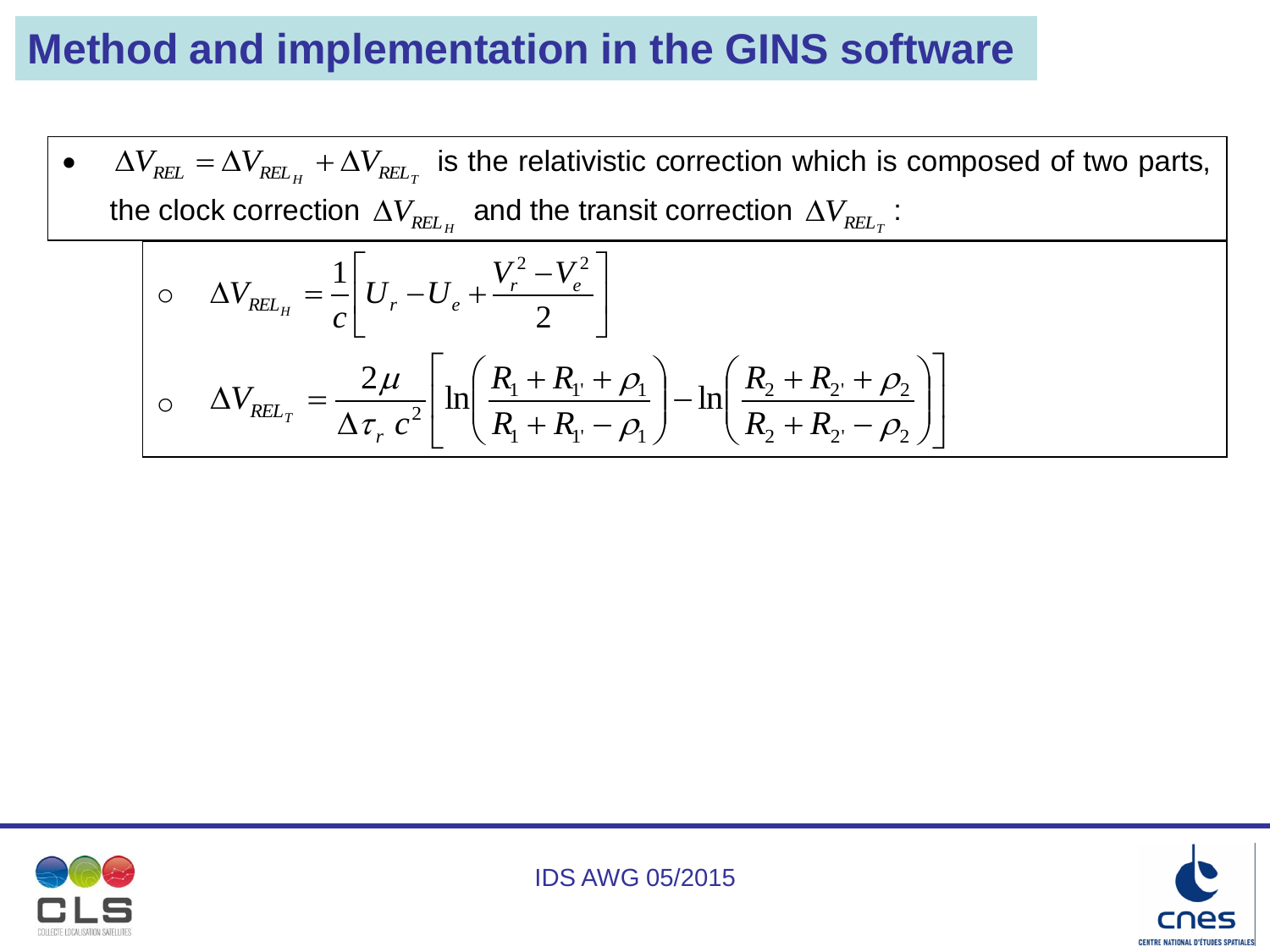# Method and implementation in the GINS software

- $\Delta V_{REL} = \Delta V_{REL_H} + \Delta V_{REL_T}$ is the relativistic correction which is composed of two parts, the clock correction $\Delta V_{REL_H}$ and the transit correction $\Delta V_{REL_T}$ :
  - $\Delta V_{REL_H} = \dfrac{1}{c}\left[ U_r - U_e + \dfrac{V_r^2 - V_e^2}{2} \right]$
  - $\Delta V_{REL_T} = \dfrac{2\mu}{\Delta\tau_r\, c^2}\left[ \ln\left( \dfrac{R_1 + R_{1'} + \rho_1}{R_1 + R_{1'} - \rho_1} \right) - \ln\left( \dfrac{R_2 + R_{2'} + \rho_2}{R_2 + R_{2'} - \rho_2} \right) \right]$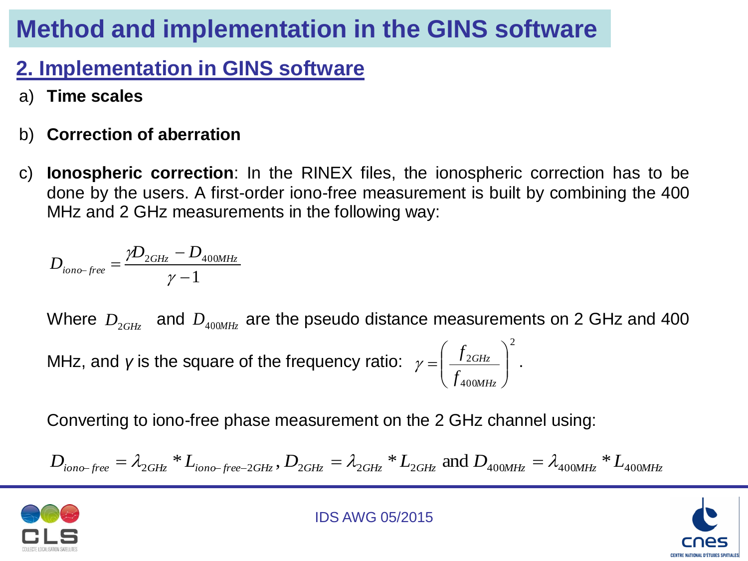# Method and implementation in the GINS software

## 2. Implementation in GINS software

a) **Time scales**

b) **Correction of aberration**

c) **Ionospheric correction**: In the RINEX files, the ionospheric correction has to be done by the users. A first-order iono-free measurement is built by combining the 400 MHz and 2 GHz measurements in the following way:

$$D_{iono-free} = \frac{\gamma D_{2GHz} - D_{400MHz}}{\gamma - 1}$$

Where $D_{2GHz}$ and $D_{400MHz}$ are the pseudo distance measurements on 2 GHz and 400 MHz, and $\gamma$ is the square of the frequency ratio: $\gamma = \left( \frac{f_{2GHz}}{f_{400MHz}} \right)^2$.

Converting to iono-free phase measurement on the 2 GHz channel using:

$$D_{iono-free} = \lambda_{2GHz} * L_{iono-free-2GHz}, \; D_{2GHz} = \lambda_{2GHz} * L_{2GHz} \text{ and } D_{400MHz} = \lambda_{400MHz} * L_{400MHz}$$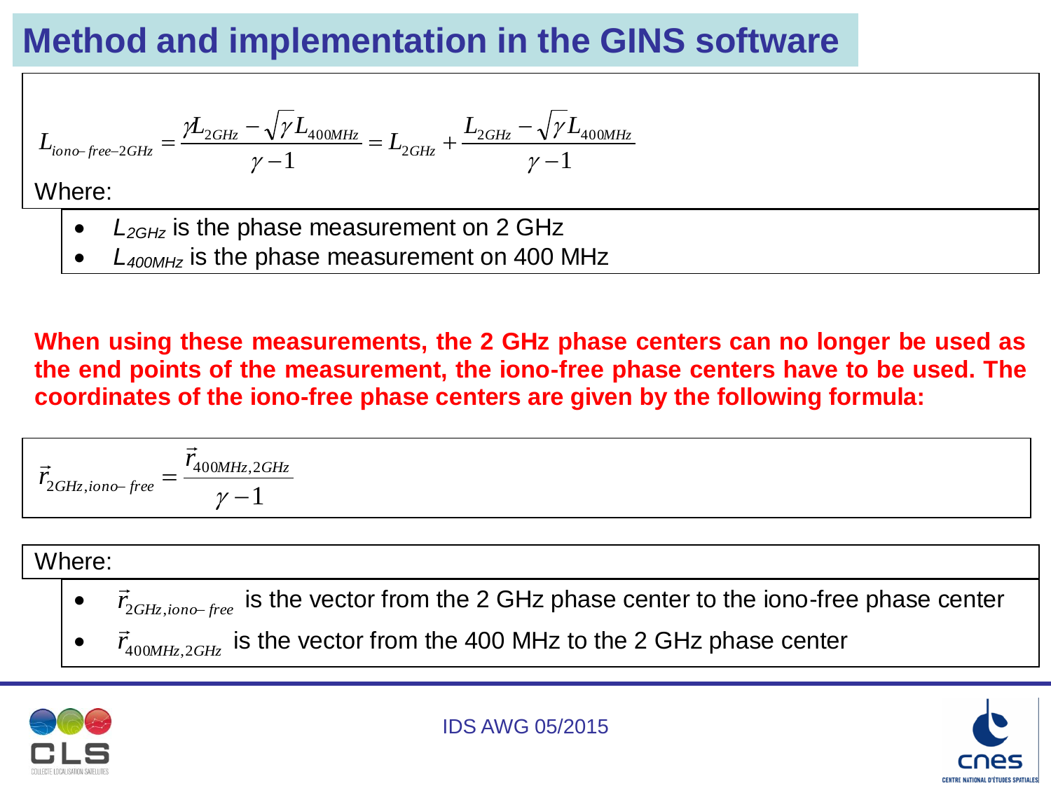# Method and implementation in the GINS software

$$L_{iono-free-2GHz} = \frac{\gamma L_{2GHz} - \sqrt{\gamma} L_{400MHz}}{\gamma - 1} = L_{2GHz} + \frac{L_{2GHz} - \sqrt{\gamma} L_{400MHz}}{\gamma - 1}$$

Where:

- $L_{2GHz}$ is the phase measurement on 2 GHz
- $L_{400MHz}$ is the phase measurement on 400 MHz

**When using these measurements, the 2 GHz phase centers can no longer be used as the end points of the measurement, the iono-free phase centers have to be used. The coordinates of the iono-free phase centers are given by the following formula:**

$$\vec{r}_{2GHz,iono-free} = \frac{\vec{r}_{400MHz,2GHz}}{\gamma - 1}$$

Where:

- $\vec{r}_{2GHz,iono-free}$ is the vector from the 2 GHz phase center to the iono-free phase center
- $\vec{r}_{400MHz,2GHz}$ is the vector from the 400 MHz to the 2 GHz phase center

IDS AWG 05/2015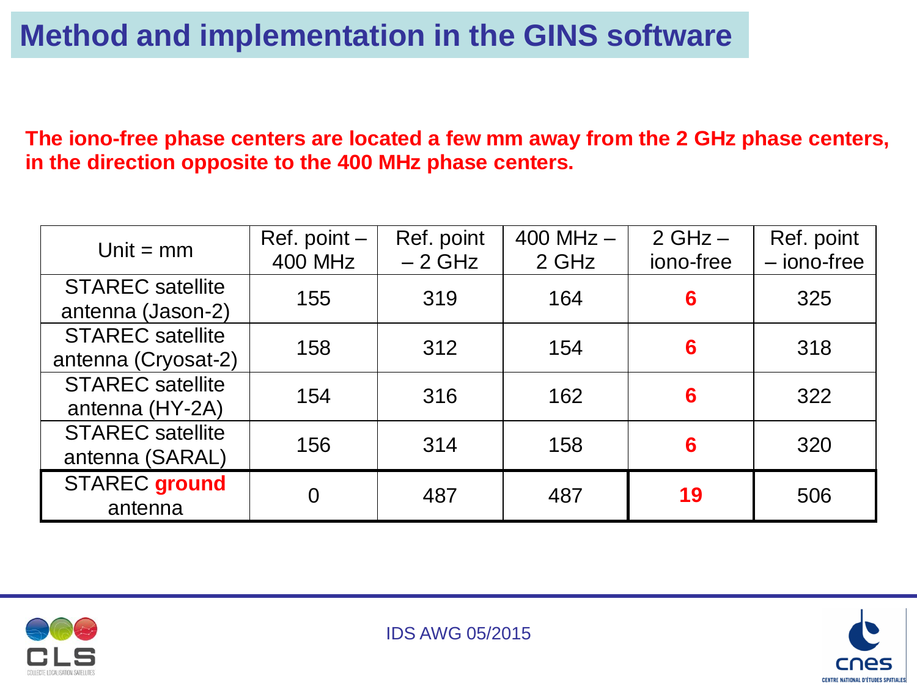# Method and implementation in the GINS software

**The iono-free phase centers are located a few mm away from the 2 GHz phase centers, in the direction opposite to the 400 MHz phase centers.**

| Unit = mm | Ref. point – 400 MHz | Ref. point – 2 GHz | 400 MHz – 2 GHz | 2 GHz – iono-free | Ref. point – iono-free |
|---|---|---|---|---|---|
| STAREC satellite antenna (Jason-2) | 155 | 319 | 164 | **6** | 325 |
| STAREC satellite antenna (Cryosat-2) | 158 | 312 | 154 | **6** | 318 |
| STAREC satellite antenna (HY-2A) | 154 | 316 | 162 | **6** | 322 |
| STAREC satellite antenna (SARAL) | 156 | 314 | 158 | **6** | 320 |
| STAREC **ground** antenna | 0 | 487 | 487 | **19** | 506 |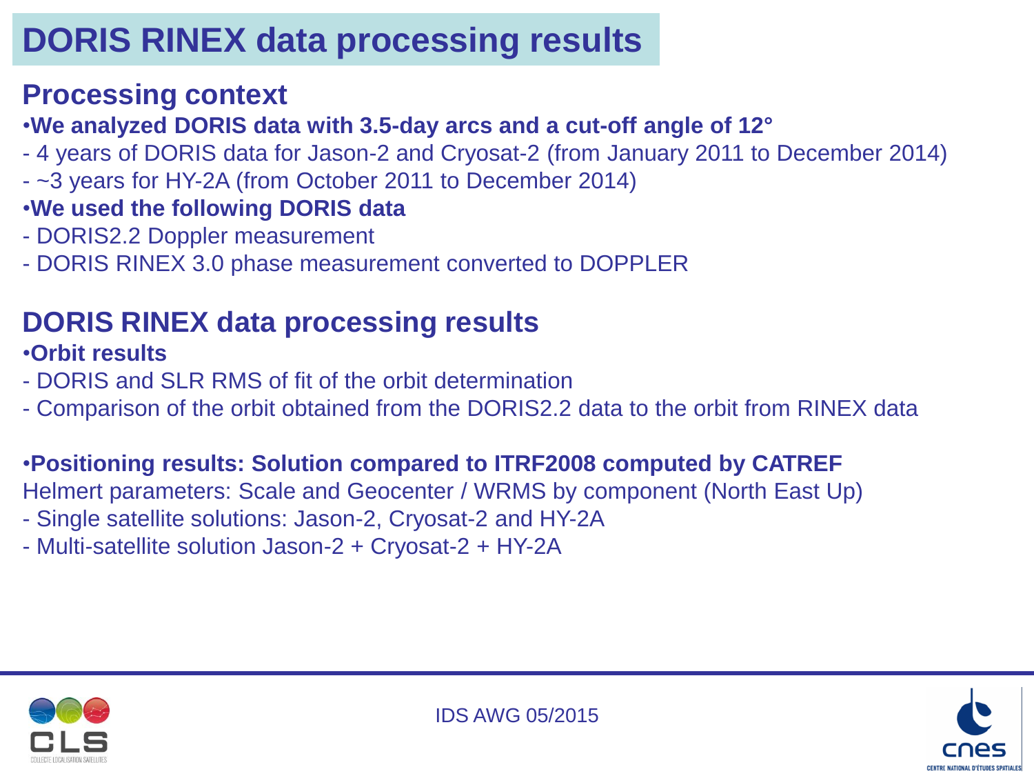# DORIS RINEX data processing results

## Processing context

- **We analyzed DORIS data with 3.5-day arcs and a cut-off angle of 12°**

- 4 years of DORIS data for Jason-2 and Cryosat-2 (from January 2011 to December 2014)
- ~3 years for HY-2A (from October 2011 to December 2014)

- **We used the following DORIS data**

- DORIS2.2 Doppler measurement
- DORIS RINEX 3.0 phase measurement converted to DOPPLER

## DORIS RINEX data processing results

- **Orbit results**

- DORIS and SLR RMS of fit of the orbit determination
- Comparison of the orbit obtained from the DORIS2.2 data to the orbit from RINEX data

- **Positioning results: Solution compared to ITRF2008 computed by CATREF**

Helmert parameters: Scale and Geocenter / WRMS by component (North East Up)

- Single satellite solutions: Jason-2, Cryosat-2 and HY-2A
- Multi-satellite solution Jason-2 + Cryosat-2 + HY-2A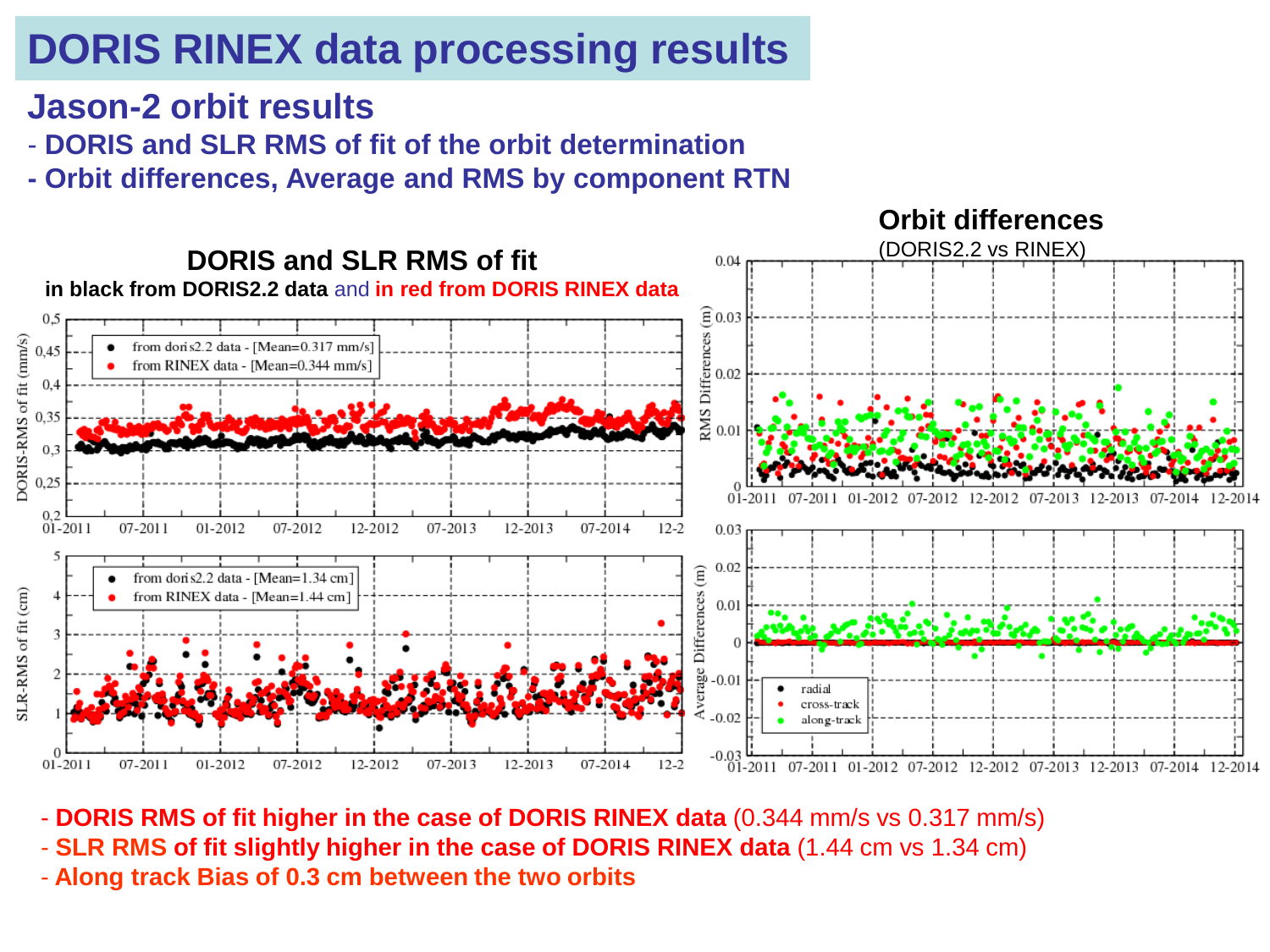# DORIS RINEX data processing results

## Jason-2 orbit results

- **DORIS and SLR RMS of fit of the orbit determination**
- **Orbit differences, Average and RMS by component RTN**

### DORIS and SLR RMS of fit

**in black from DORIS2.2 data** and **in red from DORIS RINEX data**

- from doris2.2 data - [Mean=0.317 mm/s]
- from RINEX data - [Mean=0.344 mm/s]

- from doris2.2 data - [Mean=1.34 cm]
- from RINEX data - [Mean=1.44 cm]

### Orbit differences

(DORIS2.2 vs RINEX)

- radial
- cross-track
- along-track

- **DORIS RMS of fit higher in the case of DORIS RINEX data** (0.344 mm/s vs 0.317 mm/s)
- **SLR RMS of fit slightly higher in the case of DORIS RINEX data** (1.44 cm vs 1.34 cm)
- **Along track Bias of 0.3 cm between the two orbits**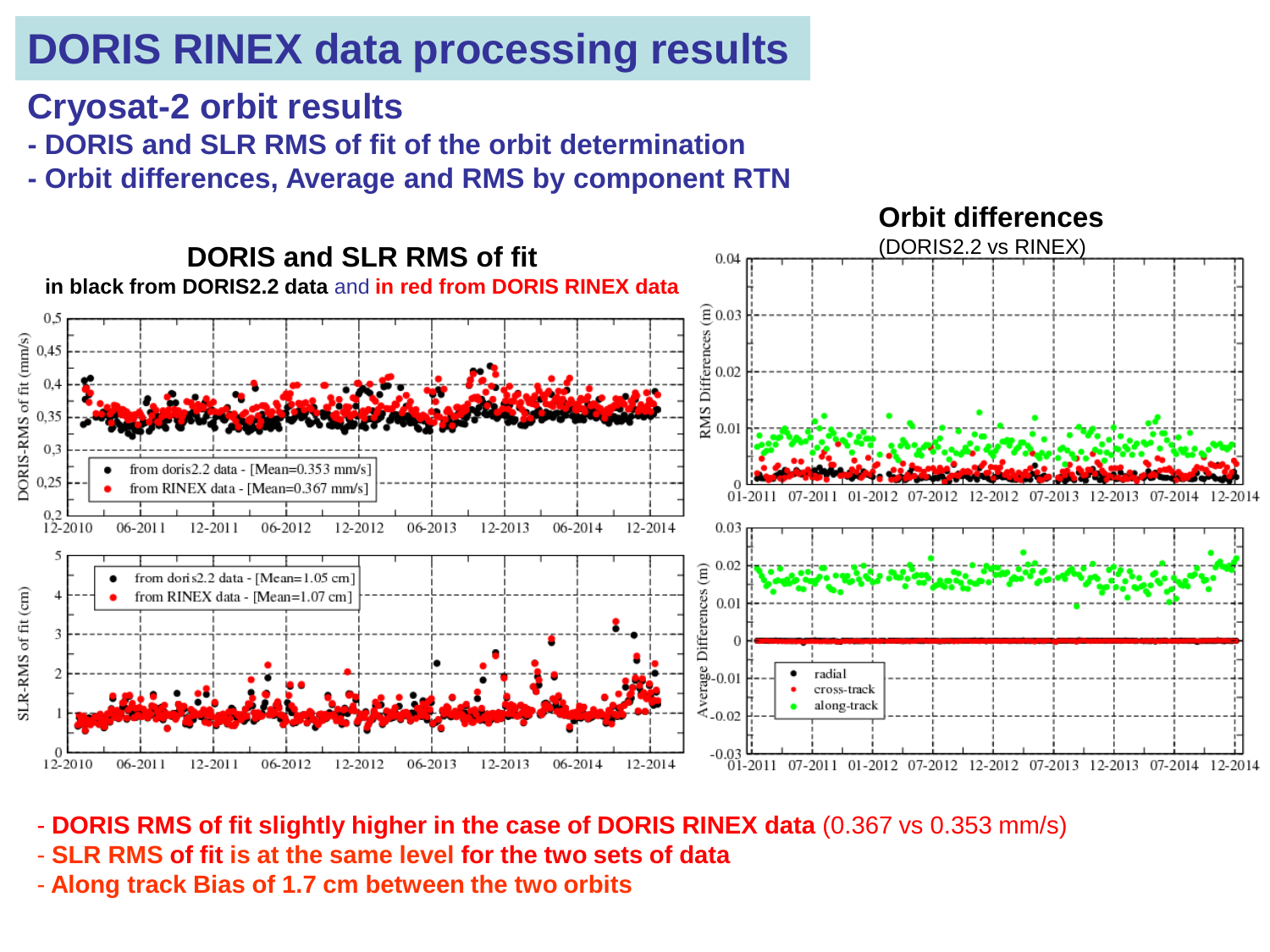# DORIS RINEX data processing results

## Cryosat-2 orbit results

**- DORIS and SLR RMS of fit of the orbit determination**

**- Orbit differences, Average and RMS by component RTN**

### DORIS and SLR RMS of fit

**in black from DORIS2.2 data** and **in red from DORIS RINEX data**

### Orbit differences

(DORIS2.2 vs RINEX)

- **DORIS RMS of fit slightly higher in the case of DORIS RINEX data** (0.367 vs 0.353 mm/s)
- **SLR RMS of fit is at the same level for the two sets of data**
- **Along track Bias of 1.7 cm between the two orbits**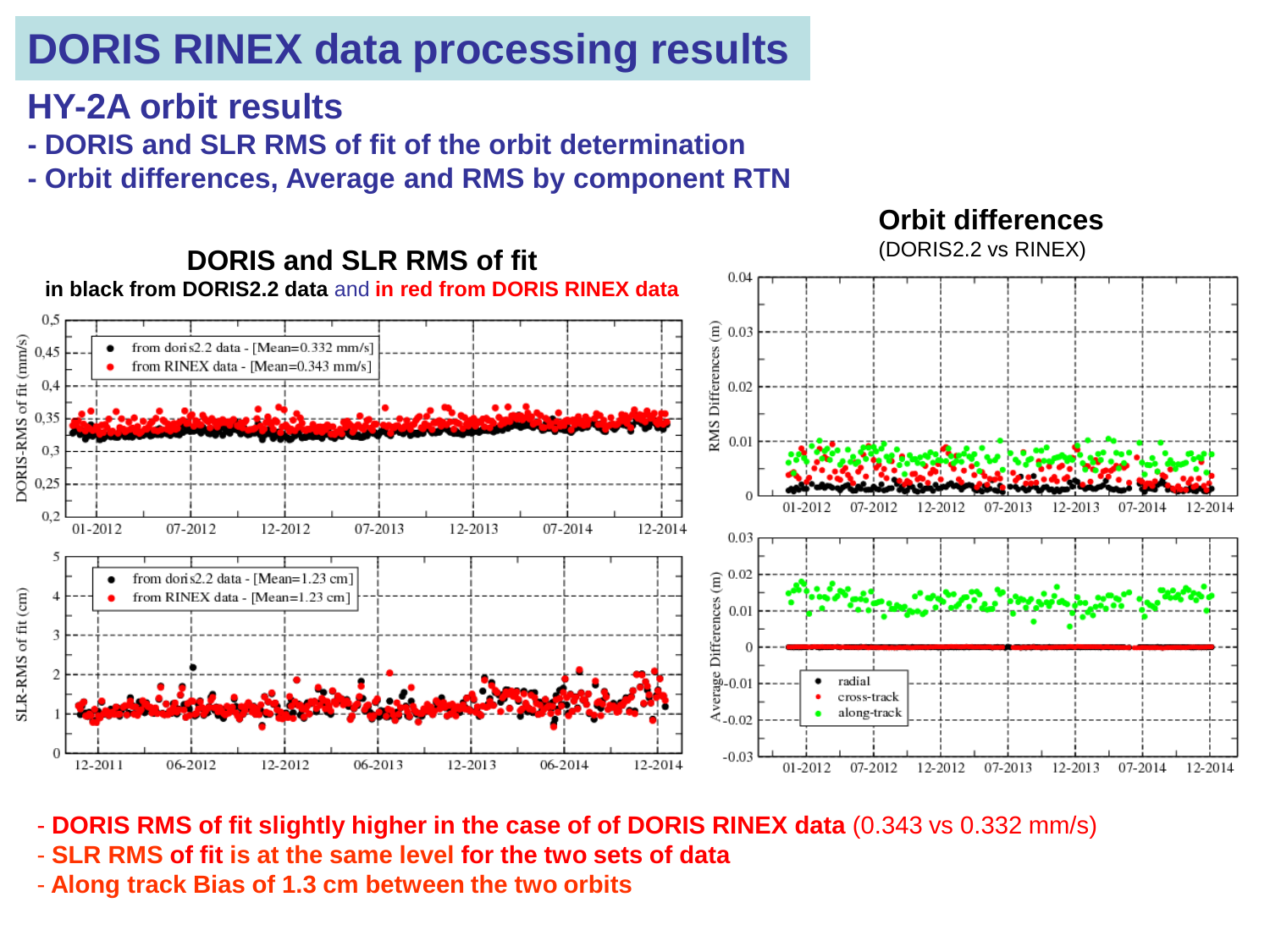# DORIS RINEX data processing results

## HY-2A orbit results

**- DORIS and SLR RMS of fit of the orbit determination**

**- Orbit differences, Average and RMS by component RTN**

### DORIS and SLR RMS of fit

**in black from DORIS2.2 data** and **in red from DORIS RINEX data**

- from doris2.2 data - [Mean=0.332 mm/s]
- from RINEX data - [Mean=0.343 mm/s]

- from doris2.2 data - [Mean=1.23 cm]
- from RINEX data - [Mean=1.23 cm]

### Orbit differences

(DORIS2.2 vs RINEX)

- radial
- cross-track
- along-track

- **DORIS RMS of fit slightly higher in the case of of DORIS RINEX data** (0.343 vs 0.332 mm/s)
- **SLR RMS of fit is at the same level for the two sets of data**
- **Along track Bias of 1.3 cm between the two orbits**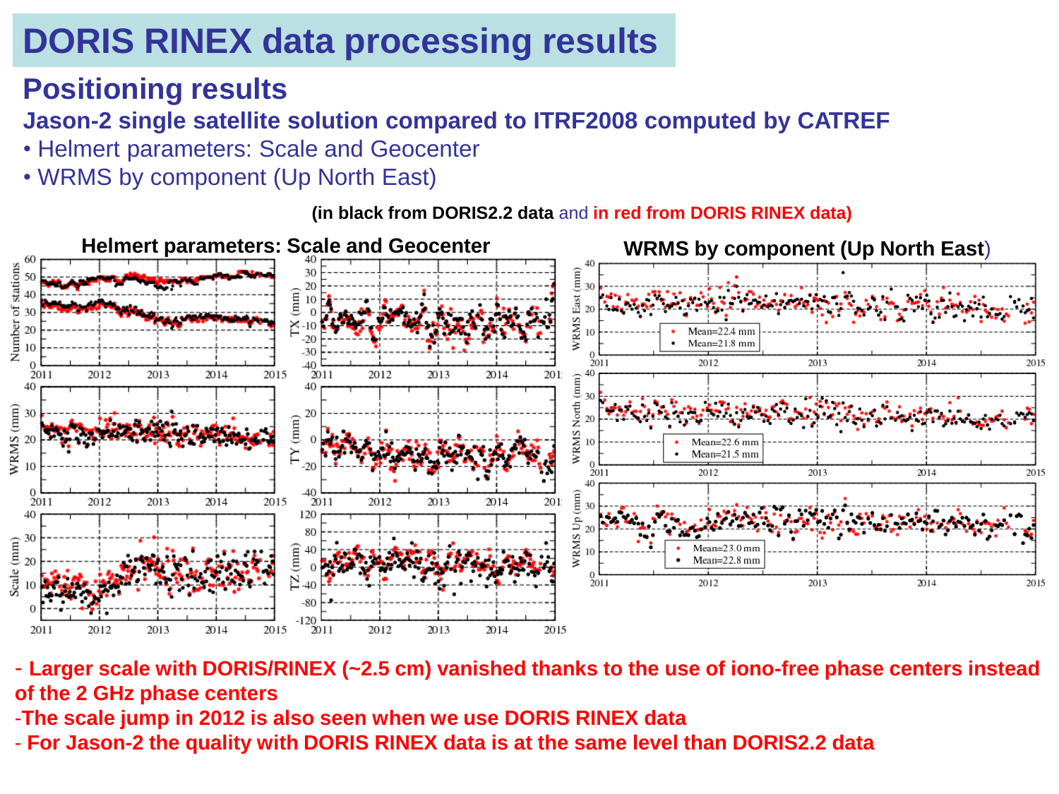# DORIS RINEX data processing results

## Positioning results

**Jason-2 single satellite solution compared to ITRF2008 computed by CATREF**

- Helmert parameters: Scale and Geocenter
- WRMS by component (Up North East)

**(in black from DORIS2.2 data** and **in red from DORIS RINEX data)**

**Helmert parameters: Scale and Geocenter**

**WRMS by component (Up North East)**

- **Larger scale with DORIS/RINEX (~2.5 cm) vanished thanks to the use of iono-free phase centers instead of the 2 GHz phase centers**
- **The scale jump in 2012 is also seen when we use DORIS RINEX data**
- **For Jason-2 the quality with DORIS RINEX data is at the same level than DORIS2.2 data**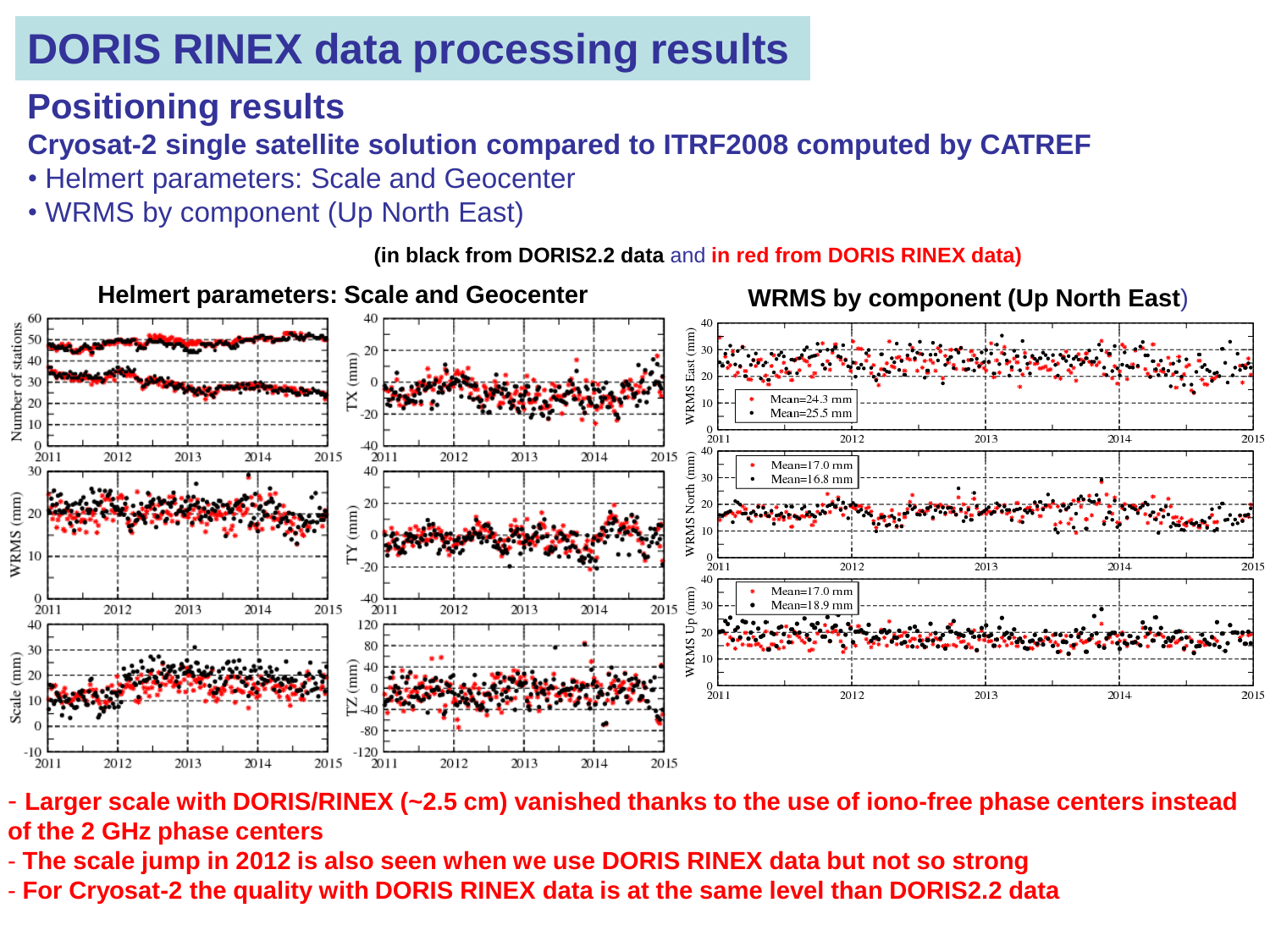# DORIS RINEX data processing results

## Positioning results

### Cryosat-2 single satellite solution compared to ITRF2008 computed by CATREF

- Helmert parameters: Scale and Geocenter
- WRMS by component (Up North East)

**(in black from DORIS2.2 data** and **in red from DORIS RINEX data)**

**Helmert parameters: Scale and Geocenter**

**WRMS by component (Up North East)**

- **Larger scale with DORIS/RINEX (~2.5 cm) vanished thanks to the use of iono-free phase centers instead of the 2 GHz phase centers**
- **The scale jump in 2012 is also seen when we use DORIS RINEX data but not so strong**
- **For Cryosat-2 the quality with DORIS RINEX data is at the same level than DORIS2.2 data**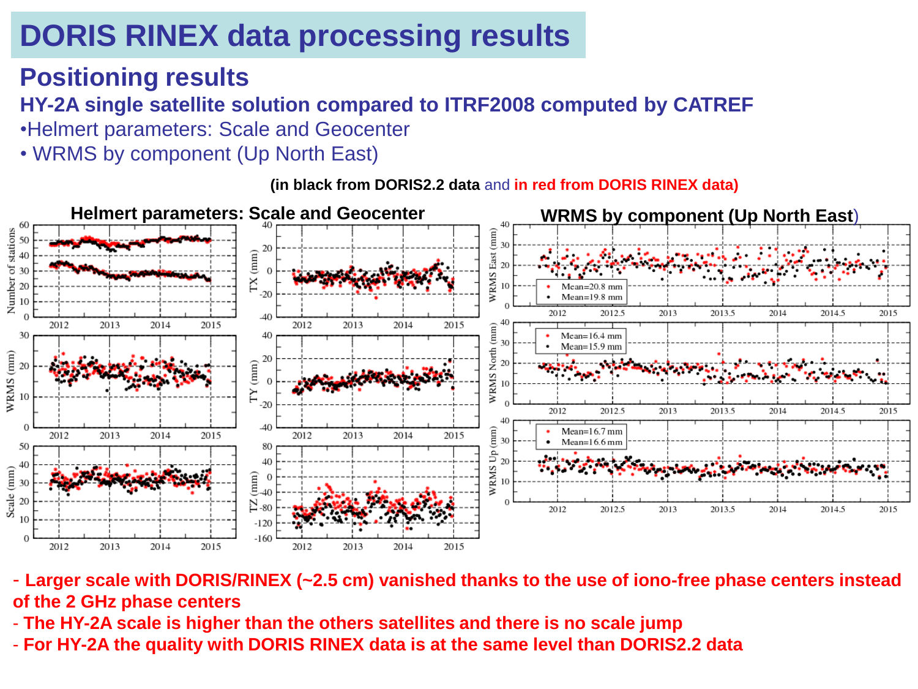# DORIS RINEX data processing results

## Positioning results

### HY-2A single satellite solution compared to ITRF2008 computed by CATREF

- Helmert parameters: Scale and Geocenter
- WRMS by component (Up North East)

**(in black from DORIS2.2 data** and **in red from DORIS RINEX data)**

**Helmert parameters: Scale and Geocenter**

**WRMS by component (Up North East)**

- **Larger scale with DORIS/RINEX (~2.5 cm) vanished thanks to the use of iono-free phase centers instead of the 2 GHz phase centers**
- **The HY-2A scale is higher than the others satellites and there is no scale jump**
- **For HY-2A the quality with DORIS RINEX data is at the same level than DORIS2.2 data**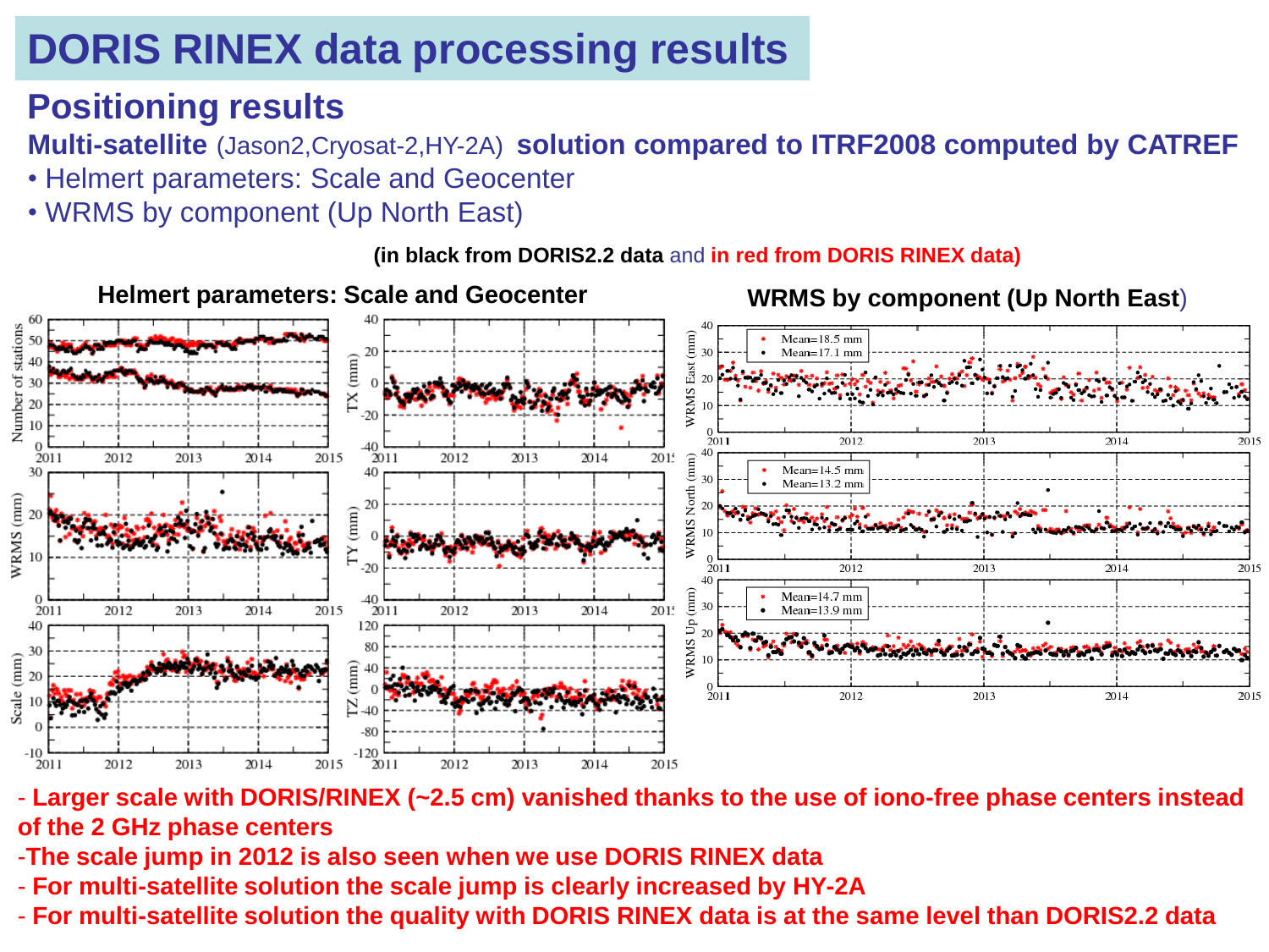# DORIS RINEX data processing results

## Positioning results

**Multi-satellite** (Jason2,Cryosat-2,HY-2A) **solution compared to ITRF2008 computed by CATREF**

- Helmert parameters: Scale and Geocenter
- WRMS by component (Up North East)

**(in black from DORIS2.2 data** and **in red from DORIS RINEX data)**

**Helmert parameters: Scale and Geocenter**

**WRMS by component (Up North East)**

- **Larger scale with DORIS/RINEX (~2.5 cm) vanished thanks to the use of iono-free phase centers instead of the 2 GHz phase centers**
- **The scale jump in 2012 is also seen when we use DORIS RINEX data**
- **For multi-satellite solution the scale jump is clearly increased by HY-2A**
- **For multi-satellite solution the quality with DORIS RINEX data is at the same level than DORIS2.2 data**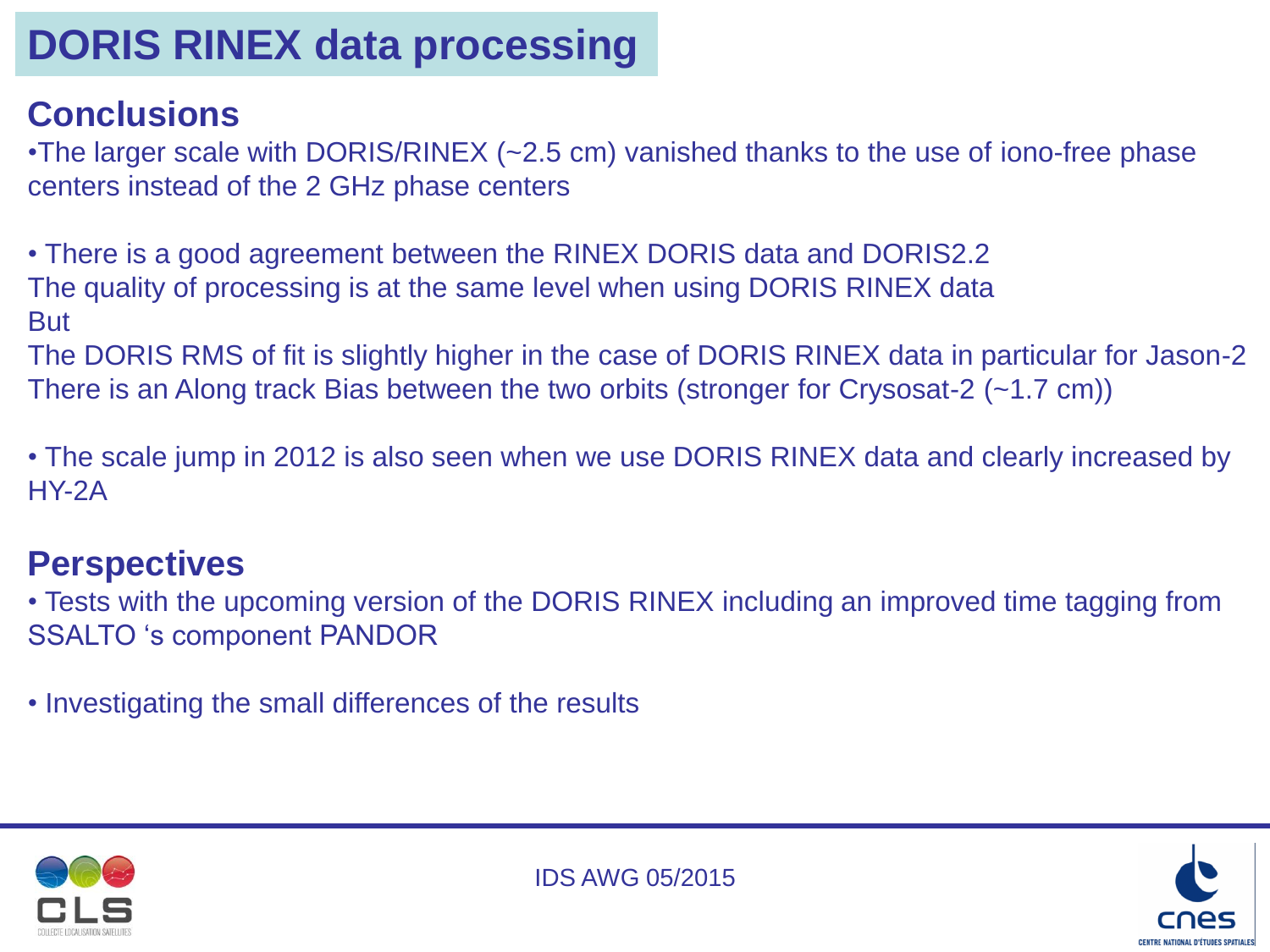# DORIS RINEX data processing

## Conclusions

- The larger scale with DORIS/RINEX (~2.5 cm) vanished thanks to the use of iono-free phase centers instead of the 2 GHz phase centers

- There is a good agreement between the RINEX DORIS data and DORIS2.2
  The quality of processing is at the same level when using DORIS RINEX data
  But
  The DORIS RMS of fit is slightly higher in the case of DORIS RINEX data in particular for Jason-2
  There is an Along track Bias between the two orbits (stronger for Crysosat-2 (~1.7 cm))

- The scale jump in 2012 is also seen when we use DORIS RINEX data and clearly increased by HY-2A

## Perspectives

- Tests with the upcoming version of the DORIS RINEX including an improved time tagging from SSALTO 's component PANDOR

- Investigating the small differences of the results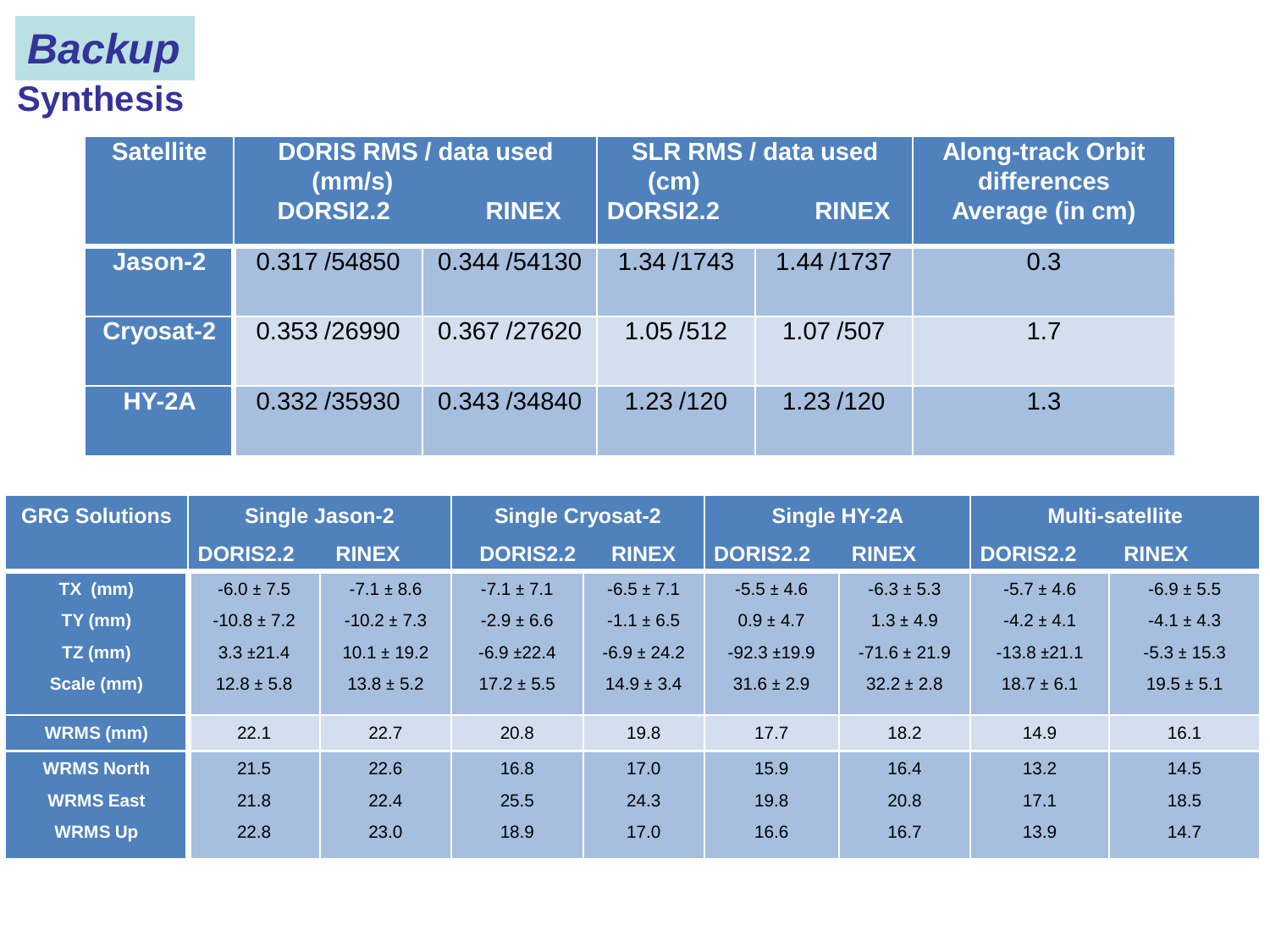# *Backup*

## Synthesis

| Satellite | DORIS RMS / data used (mm/s) | | SLR RMS / data used (cm) | | Along-track Orbit differences Average (in cm) |
|---|---|---|---|---|---|
| | DORSI2.2 | RINEX | DORSI2.2 | RINEX | |
| **Jason-2** | 0.317 /54850 | 0.344 /54130 | 1.34 /1743 | 1.44 /1737 | 0.3 |
| **Cryosat-2** | 0.353 /26990 | 0.367 /27620 | 1.05 /512 | 1.07 /507 | 1.7 |
| **HY-2A** | 0.332 /35930 | 0.343 /34840 | 1.23 /120 | 1.23 /120 | 1.3 |

| GRG Solutions | Single Jason-2 | | Single Cryosat-2 | | Single HY-2A | | Multi-satellite | |
|---|---|---|---|---|---|---|---|---|
| | DORIS2.2 | RINEX | DORIS2.2 | RINEX | DORIS2.2 | RINEX | DORIS2.2 | RINEX |
| **TX (mm)** | -6.0 ± 7.5 | -7.1 ± 8.6 | -7.1 ± 7.1 | -6.5 ± 7.1 | -5.5 ± 4.6 | -6.3 ± 5.3 | -5.7 ± 4.6 | -6.9 ± 5.5 |
| **TY (mm)** | -10.8 ± 7.2 | -10.2 ± 7.3 | -2.9 ± 6.6 | -1.1 ± 6.5 | 0.9 ± 4.7 | 1.3 ± 4.9 | -4.2 ± 4.1 | -4.1 ± 4.3 |
| **TZ (mm)** | 3.3 ±21.4 | 10.1 ± 19.2 | -6.9 ±22.4 | -6.9 ± 24.2 | -92.3 ±19.9 | -71.6 ± 21.9 | -13.8 ±21.1 | -5.3 ± 15.3 |
| **Scale (mm)** | 12.8 ± 5.8 | 13.8 ± 5.2 | 17.2 ± 5.5 | 14.9 ± 3.4 | 31.6 ± 2.9 | 32.2 ± 2.8 | 18.7 ± 6.1 | 19.5 ± 5.1 |
| **WRMS (mm)** | 22.1 | 22.7 | 20.8 | 19.8 | 17.7 | 18.2 | 14.9 | 16.1 |
| **WRMS North** | 21.5 | 22.6 | 16.8 | 17.0 | 15.9 | 16.4 | 13.2 | 14.5 |
| **WRMS East** | 21.8 | 22.4 | 25.5 | 24.3 | 19.8 | 20.8 | 17.1 | 18.5 |
| **WRMS Up** | 22.8 | 23.0 | 18.9 | 17.0 | 16.6 | 16.7 | 13.9 | 14.7 |